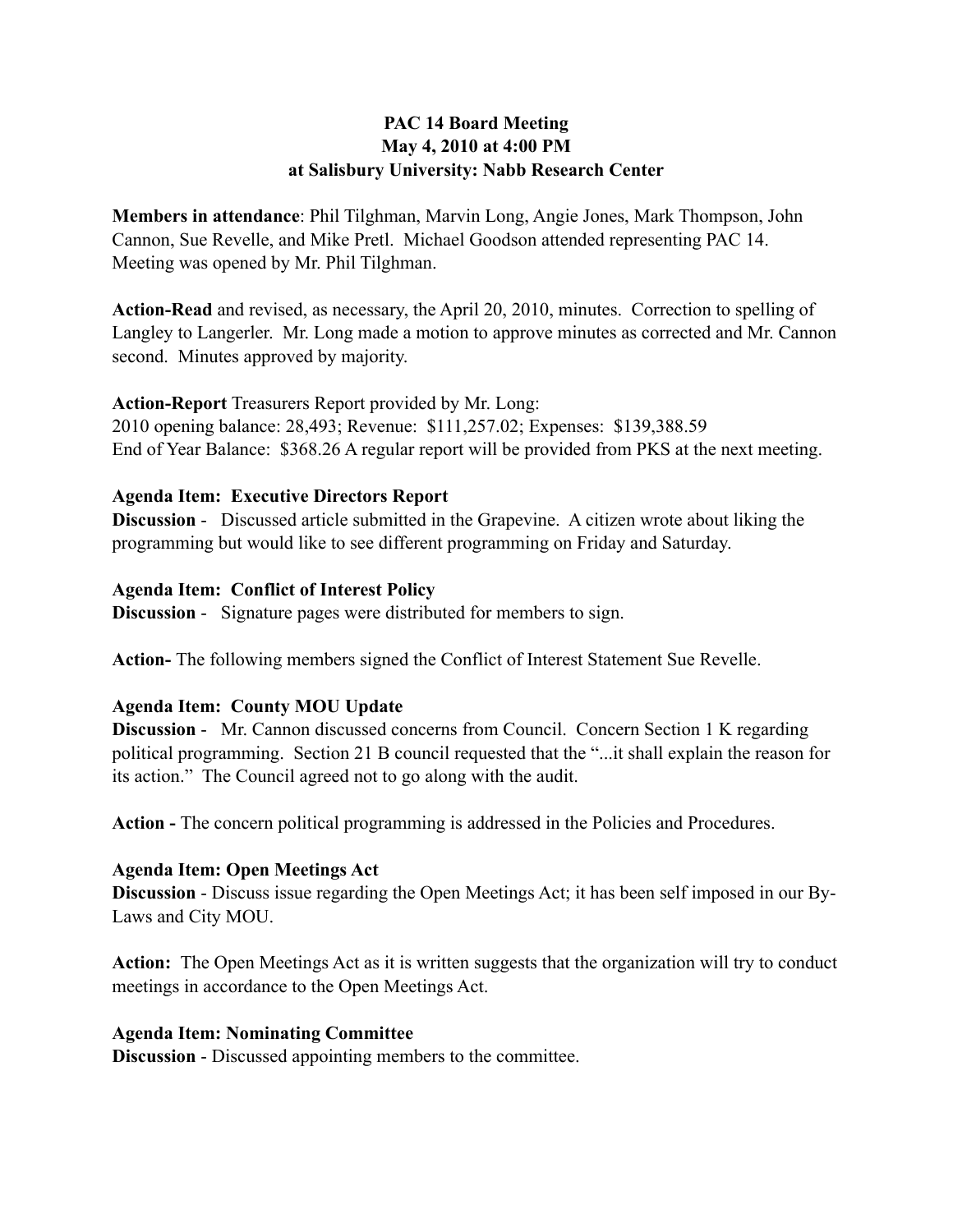**PAC 14 Board Meeting**
**May 4, 2010 at 4:00 PM**
**at Salisbury University: Nabb Research Center**

**Members in attendance**: Phil Tilghman, Marvin Long, Angie Jones, Mark Thompson, John Cannon, Sue Revelle, and Mike Pretl. Michael Goodson attended representing PAC 14. Meeting was opened by Mr. Phil Tilghman.

**Action-Read** and revised, as necessary, the April 20, 2010, minutes. Correction to spelling of Langley to Langerler. Mr. Long made a motion to approve minutes as corrected and Mr. Cannon second. Minutes approved by majority.

**Action-Report** Treasurers Report provided by Mr. Long:
2010 opening balance: 28,493; Revenue: $111,257.02; Expenses: $139,388.59
End of Year Balance: $368.26 A regular report will be provided from PKS at the next meeting.

**Agenda Item: Executive Directors Report**
**Discussion** - Discussed article submitted in the Grapevine. A citizen wrote about liking the programming but would like to see different programming on Friday and Saturday.

**Agenda Item: Conflict of Interest Policy**
**Discussion** - Signature pages were distributed for members to sign.

**Action-** The following members signed the Conflict of Interest Statement Sue Revelle.

**Agenda Item: County MOU Update**
**Discussion** - Mr. Cannon discussed concerns from Council. Concern Section 1 K regarding political programming. Section 21 B council requested that the "...it shall explain the reason for its action." The Council agreed not to go along with the audit.

**Action -** The concern political programming is addressed in the Policies and Procedures.

**Agenda Item: Open Meetings Act**
**Discussion** - Discuss issue regarding the Open Meetings Act; it has been self imposed in our By-Laws and City MOU.

**Action:** The Open Meetings Act as it is written suggests that the organization will try to conduct meetings in accordance to the Open Meetings Act.

**Agenda Item: Nominating Committee**
**Discussion** - Discussed appointing members to the committee.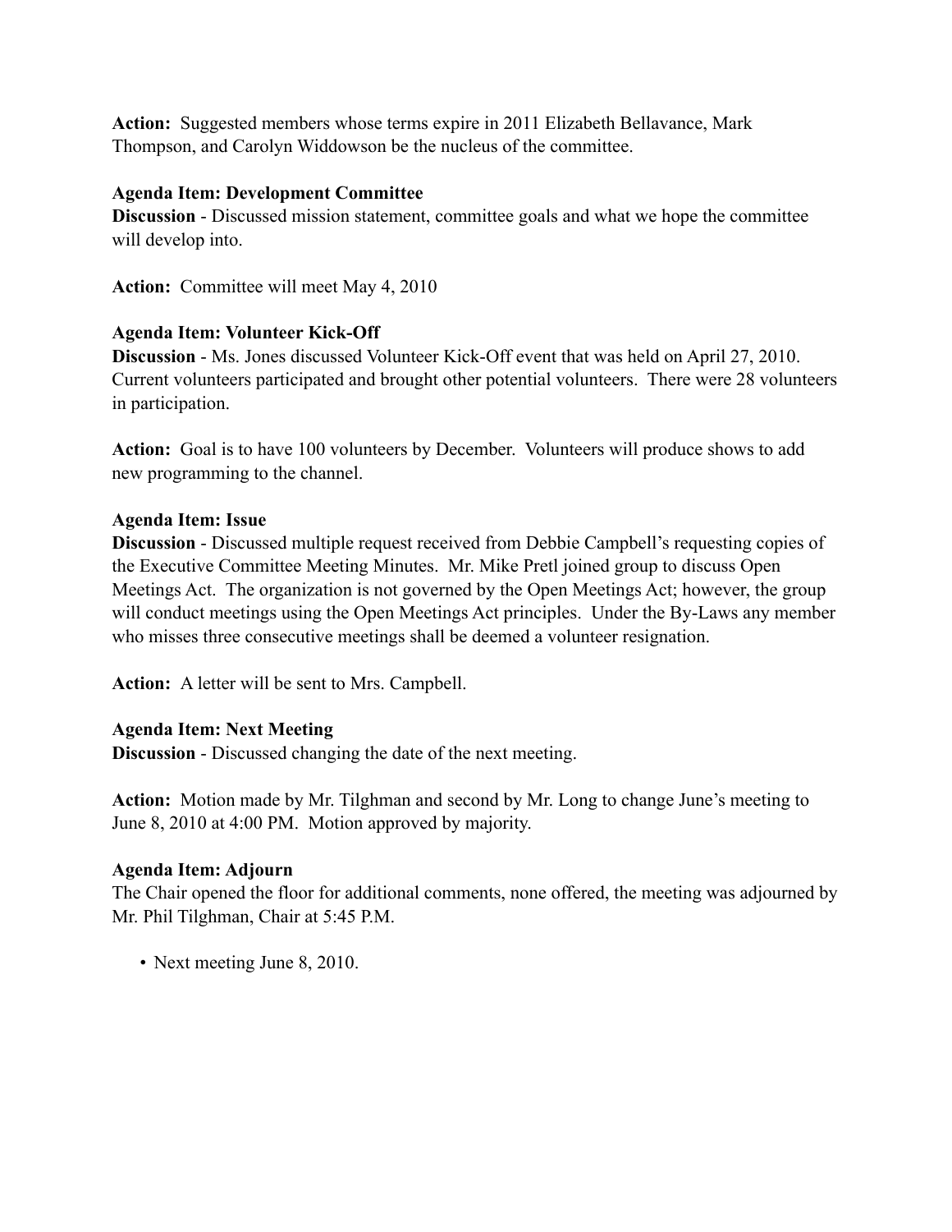**Action:** Suggested members whose terms expire in 2011 Elizabeth Bellavance, Mark Thompson, and Carolyn Widdowson be the nucleus of the committee.

**Agenda Item: Development Committee**
**Discussion** - Discussed mission statement, committee goals and what we hope the committee will develop into.

**Action:** Committee will meet May 4, 2010

**Agenda Item: Volunteer Kick-Off**
**Discussion** - Ms. Jones discussed Volunteer Kick-Off event that was held on April 27, 2010. Current volunteers participated and brought other potential volunteers. There were 28 volunteers in participation.

**Action:** Goal is to have 100 volunteers by December. Volunteers will produce shows to add new programming to the channel.

**Agenda Item: Issue**
**Discussion** - Discussed multiple request received from Debbie Campbell's requesting copies of the Executive Committee Meeting Minutes. Mr. Mike Pretl joined group to discuss Open Meetings Act. The organization is not governed by the Open Meetings Act; however, the group will conduct meetings using the Open Meetings Act principles. Under the By-Laws any member who misses three consecutive meetings shall be deemed a volunteer resignation.

**Action:** A letter will be sent to Mrs. Campbell.

**Agenda Item: Next Meeting**
**Discussion** - Discussed changing the date of the next meeting.

**Action:** Motion made by Mr. Tilghman and second by Mr. Long to change June's meeting to June 8, 2010 at 4:00 PM. Motion approved by majority.

**Agenda Item: Adjourn**
The Chair opened the floor for additional comments, none offered, the meeting was adjourned by Mr. Phil Tilghman, Chair at 5:45 P.M.

- Next meeting June 8, 2010.